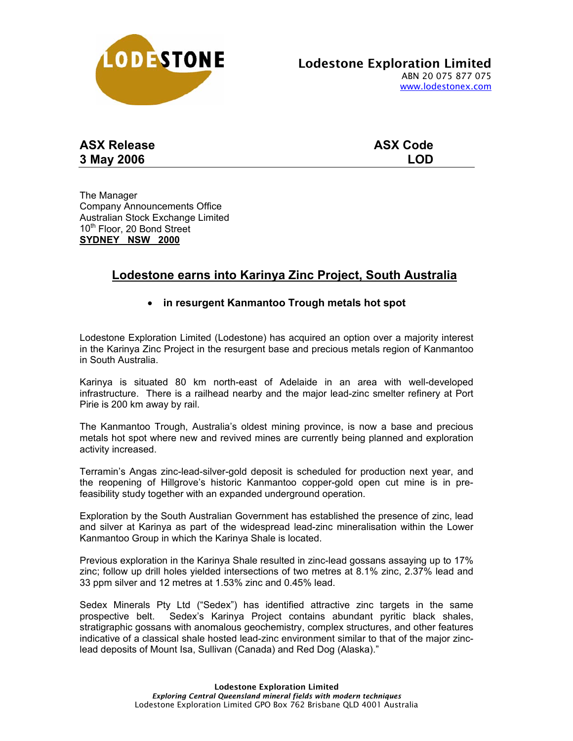**Lodestone Exploration Limited**
ABN 20 075 877 075
www.lodestonex.com

**ASX Release** | **ASX Code**
**3 May 2006** | **LOD**

The Manager
Company Announcements Office
Australian Stock Exchange Limited
10th Floor, 20 Bond Street
**SYDNEY NSW 2000**

## Lodestone earns into Karinya Zinc Project, South Australia

- **in resurgent Kanmantoo Trough metals hot spot**

Lodestone Exploration Limited (Lodestone) has acquired an option over a majority interest in the Karinya Zinc Project in the resurgent base and precious metals region of Kanmantoo in South Australia.

Karinya is situated 80 km north-east of Adelaide in an area with well-developed infrastructure. There is a railhead nearby and the major lead-zinc smelter refinery at Port Pirie is 200 km away by rail.

The Kanmantoo Trough, Australia's oldest mining province, is now a base and precious metals hot spot where new and revived mines are currently being planned and exploration activity increased.

Terramin's Angas zinc-lead-silver-gold deposit is scheduled for production next year, and the reopening of Hillgrove's historic Kanmantoo copper-gold open cut mine is in pre-feasibility study together with an expanded underground operation.

Exploration by the South Australian Government has established the presence of zinc, lead and silver at Karinya as part of the widespread lead-zinc mineralisation within the Lower Kanmantoo Group in which the Karinya Shale is located.

Previous exploration in the Karinya Shale resulted in zinc-lead gossans assaying up to 17% zinc; follow up drill holes yielded intersections of two metres at 8.1% zinc, 2.37% lead and 33 ppm silver and 12 metres at 1.53% zinc and 0.45% lead.

Sedex Minerals Pty Ltd ("Sedex") has identified attractive zinc targets in the same prospective belt. Sedex's Karinya Project contains abundant pyritic black shales, stratigraphic gossans with anomalous geochemistry, complex structures, and other features indicative of a classical shale hosted lead-zinc environment similar to that of the major zinc-lead deposits of Mount Isa, Sullivan (Canada) and Red Dog (Alaska)."

**Lodestone Exploration Limited**
*Exploring Central Queensland mineral fields with modern techniques*
Lodestone Exploration Limited GPO Box 762 Brisbane QLD 4001 Australia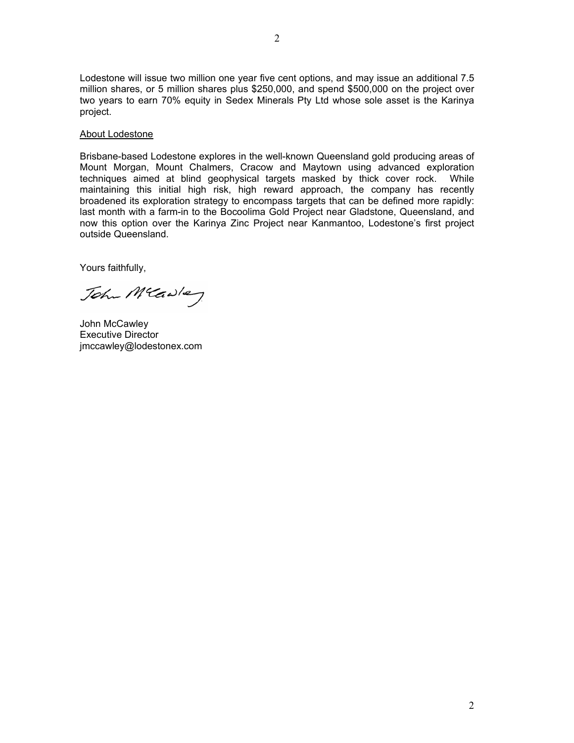Lodestone will issue two million one year five cent options, and may issue an additional 7.5 million shares, or 5 million shares plus $250,000, and spend $500,000 on the project over two years to earn 70% equity in Sedex Minerals Pty Ltd whose sole asset is the Karinya project.

About Lodestone

Brisbane-based Lodestone explores in the well-known Queensland gold producing areas of Mount Morgan, Mount Chalmers, Cracow and Maytown using advanced exploration techniques aimed at blind geophysical targets masked by thick cover rock. While maintaining this initial high risk, high reward approach, the company has recently broadened its exploration strategy to encompass targets that can be defined more rapidly: last month with a farm-in to the Bocoolima Gold Project near Gladstone, Queensland, and now this option over the Karinya Zinc Project near Kanmantoo, Lodestone's first project outside Queensland.

Yours faithfully,

John McCawley
Executive Director
jmccawley@lodestonex.com